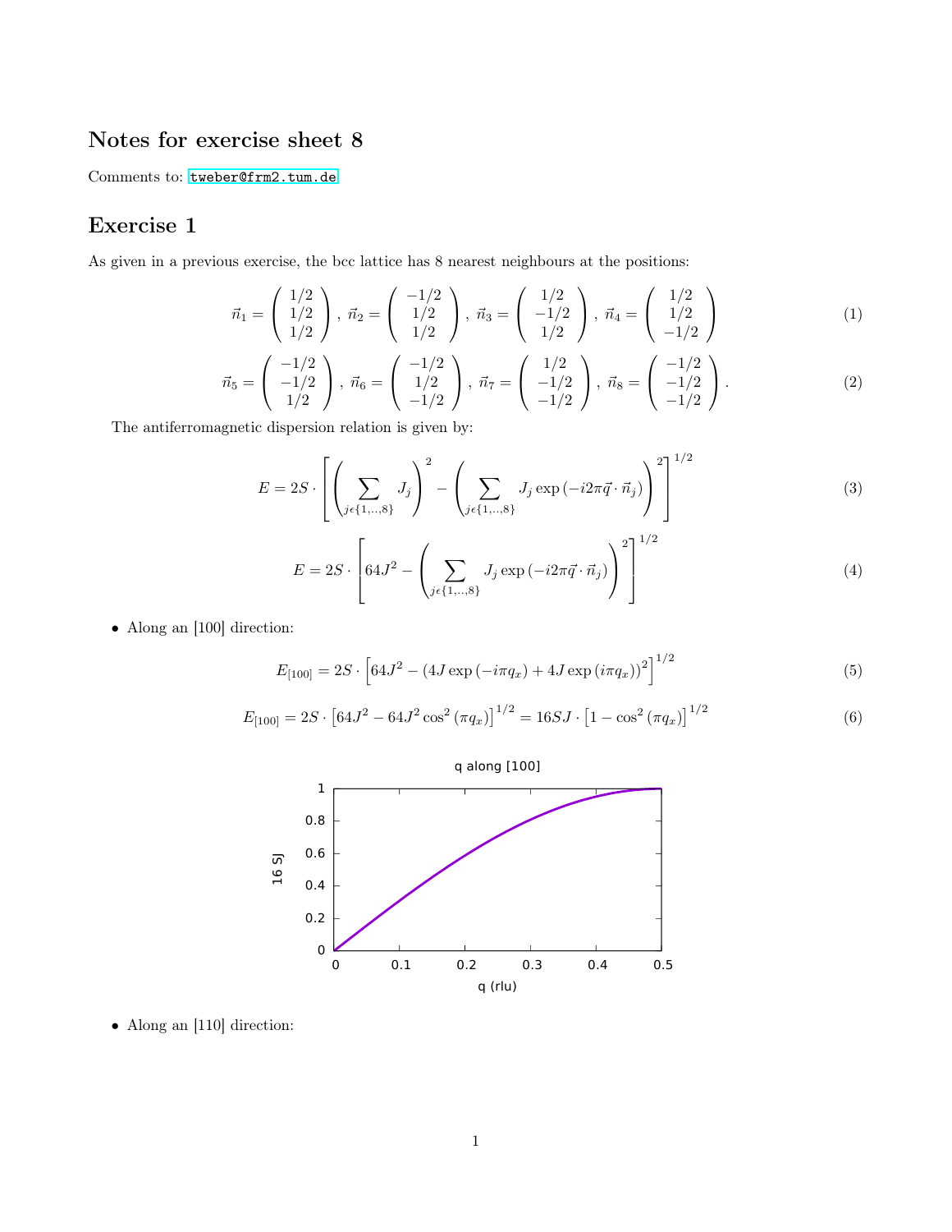## Notes for exercise sheet 8

Comments to: tweber@frm2.tum.de

## Exercise 1

As given in a previous exercise, the bcc lattice has 8 nearest neighbours at the positions:

$$\vec{n}_1 = \begin{pmatrix} 1/2 \\ 1/2 \\ 1/2 \end{pmatrix}, \vec{n}_2 = \begin{pmatrix} -1/2 \\ 1/2 \\ 1/2 \end{pmatrix}, \vec{n}_3 = \begin{pmatrix} 1/2 \\ -1/2 \\ 1/2 \end{pmatrix}, \vec{n}_4 = \begin{pmatrix} 1/2 \\ 1/2 \\ -1/2 \end{pmatrix} \tag{1}$$

$$\vec{n}_5 = \begin{pmatrix} -1/2 \\ -1/2 \\ 1/2 \end{pmatrix}, \vec{n}_6 = \begin{pmatrix} -1/2 \\ 1/2 \\ -1/2 \end{pmatrix}, \vec{n}_7 = \begin{pmatrix} 1/2 \\ -1/2 \\ -1/2 \end{pmatrix}, \vec{n}_8 = \begin{pmatrix} -1/2 \\ -1/2 \\ -1/2 \end{pmatrix}. \tag{2}$$

The antiferromagnetic dispersion relation is given by:

$$E = 2S \cdot \left[ \left( \sum_{j \epsilon \{1,..,8\}} J_j \right)^2 - \left( \sum_{j \epsilon \{1,..,8\}} J_j \exp\left(-i2\pi \vec{q} \cdot \vec{n}_j\right) \right)^2 \right]^{1/2} \tag{3}$$

$$E = 2S \cdot \left[ 64J^2 - \left( \sum_{j \epsilon \{1,..,8\}} J_j \exp\left(-i2\pi \vec{q} \cdot \vec{n}_j\right) \right)^2 \right]^{1/2} \tag{4}$$

- Along an [100] direction:

$$E_{[100]} = 2S \cdot \left[ 64J^2 - \left(4J \exp\left(-i\pi q_x\right) + 4J \exp\left(i\pi q_x\right)\right)^2 \right]^{1/2} \tag{5}$$

$$E_{[100]} = 2S \cdot \left[ 64J^2 - 64J^2 \cos^2\left(\pi q_x\right) \right]^{1/2} = 16SJ \cdot \left[ 1 - \cos^2\left(\pi q_x\right) \right]^{1/2} \tag{6}$$

- Along an [110] direction: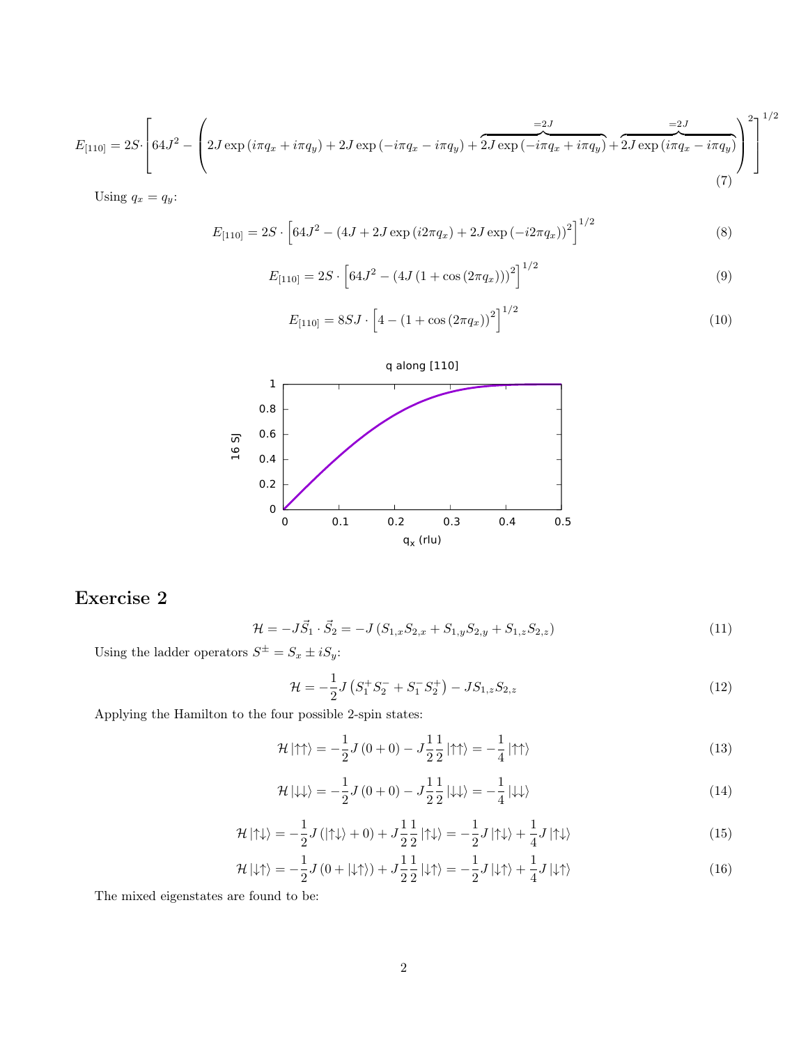$$E_{[110]} = 2S \cdot \left[ 64J^2 - \left( 2J\exp(i\pi q_x + i\pi q_y) + 2J\exp(-i\pi q_x - i\pi q_y) + \overbrace{2J\exp(-i\pi q_x + i\pi q_y)}^{=2J} + \overbrace{2J\exp(i\pi q_x - i\pi q_y)}^{=2J} \right)^2 \right]^{1/2} \tag{7}$$

Using $q_x = q_y$:

$$E_{[110]} = 2S \cdot \left[ 64J^2 - (4J + 2J\exp(i2\pi q_x) + 2J\exp(-i2\pi q_x))^2 \right]^{1/2} \tag{8}$$

$$E_{[110]} = 2S \cdot \left[ 64J^2 - (4J(1 + \cos(2\pi q_x)))^2 \right]^{1/2} \tag{9}$$

$$E_{[110]} = 8SJ \cdot \left[ 4 - (1 + \cos(2\pi q_x))^2 \right]^{1/2} \tag{10}$$

q along [110]

(Plot: vertical axis "16 SJ" from 0 to 1; horizontal axis "$q_x$ (rlu)" from 0 to 0.5)

## Exercise 2

$$\mathcal{H} = -J\vec{S}_1 \cdot \vec{S}_2 = -J(S_{1,x}S_{2,x} + S_{1,y}S_{2,y} + S_{1,z}S_{2,z}) \tag{11}$$

Using the ladder operators $S^{\pm} = S_x \pm iS_y$:

$$\mathcal{H} = -\frac{1}{2}J\left(S_1^+S_2^- + S_1^-S_2^+\right) - JS_{1,z}S_{2,z} \tag{12}$$

Applying the Hamilton to the four possible 2-spin states:

$$\mathcal{H}|\uparrow\uparrow\rangle = -\frac{1}{2}J(0+0) - J\frac{1}{2}\frac{1}{2}|\uparrow\uparrow\rangle = -\frac{1}{4}|\uparrow\uparrow\rangle \tag{13}$$

$$\mathcal{H}|\downarrow\downarrow\rangle = -\frac{1}{2}J(0+0) - J\frac{1}{2}\frac{1}{2}|\downarrow\downarrow\rangle = -\frac{1}{4}|\downarrow\downarrow\rangle \tag{14}$$

$$\mathcal{H}|\uparrow\downarrow\rangle = -\frac{1}{2}J(|\uparrow\downarrow\rangle + 0) + J\frac{1}{2}\frac{1}{2}|\uparrow\downarrow\rangle = -\frac{1}{2}J|\uparrow\downarrow\rangle + \frac{1}{4}J|\uparrow\downarrow\rangle \tag{15}$$

$$\mathcal{H}|\downarrow\uparrow\rangle = -\frac{1}{2}J(0 + |\downarrow\uparrow\rangle) + J\frac{1}{2}\frac{1}{2}|\downarrow\uparrow\rangle = -\frac{1}{2}J|\downarrow\uparrow\rangle + \frac{1}{4}J|\downarrow\uparrow\rangle \tag{16}$$

The mixed eigenstates are found to be: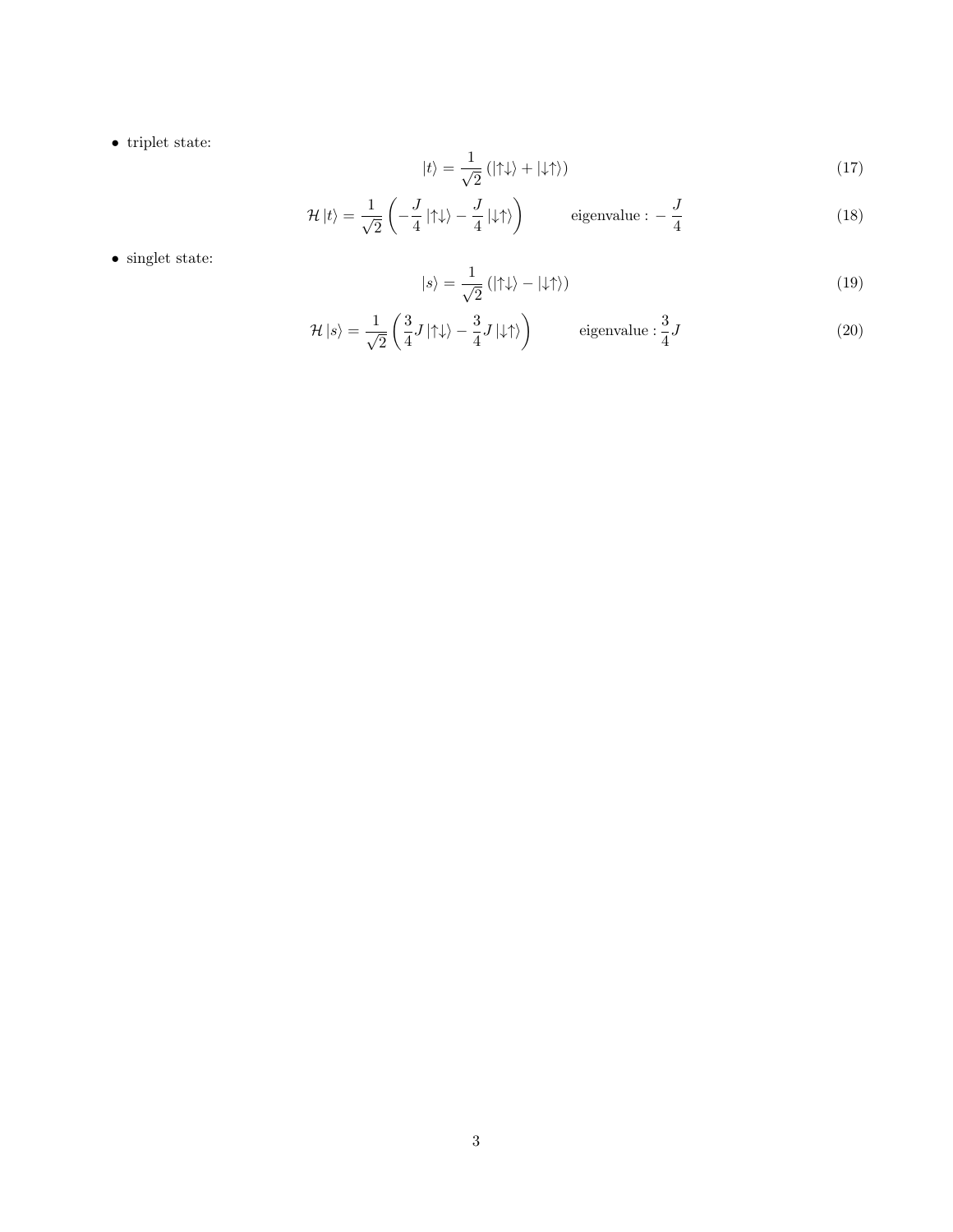- triplet state:

$$|t\rangle = \frac{1}{\sqrt{2}} \left( |\uparrow\downarrow\rangle + |\downarrow\uparrow\rangle \right) \tag{17}$$

$$\mathcal{H} |t\rangle = \frac{1}{\sqrt{2}} \left( -\frac{J}{4} |\uparrow\downarrow\rangle - \frac{J}{4} |\downarrow\uparrow\rangle \right) \qquad \text{eigenvalue} : -\frac{J}{4} \tag{18}$$

- singlet state:

$$|s\rangle = \frac{1}{\sqrt{2}} \left( |\uparrow\downarrow\rangle - |\downarrow\uparrow\rangle \right) \tag{19}$$

$$\mathcal{H} |s\rangle = \frac{1}{\sqrt{2}} \left( \frac{3}{4} J |\uparrow\downarrow\rangle - \frac{3}{4} J |\downarrow\uparrow\rangle \right) \qquad \text{eigenvalue} : \frac{3}{4} J \tag{20}$$